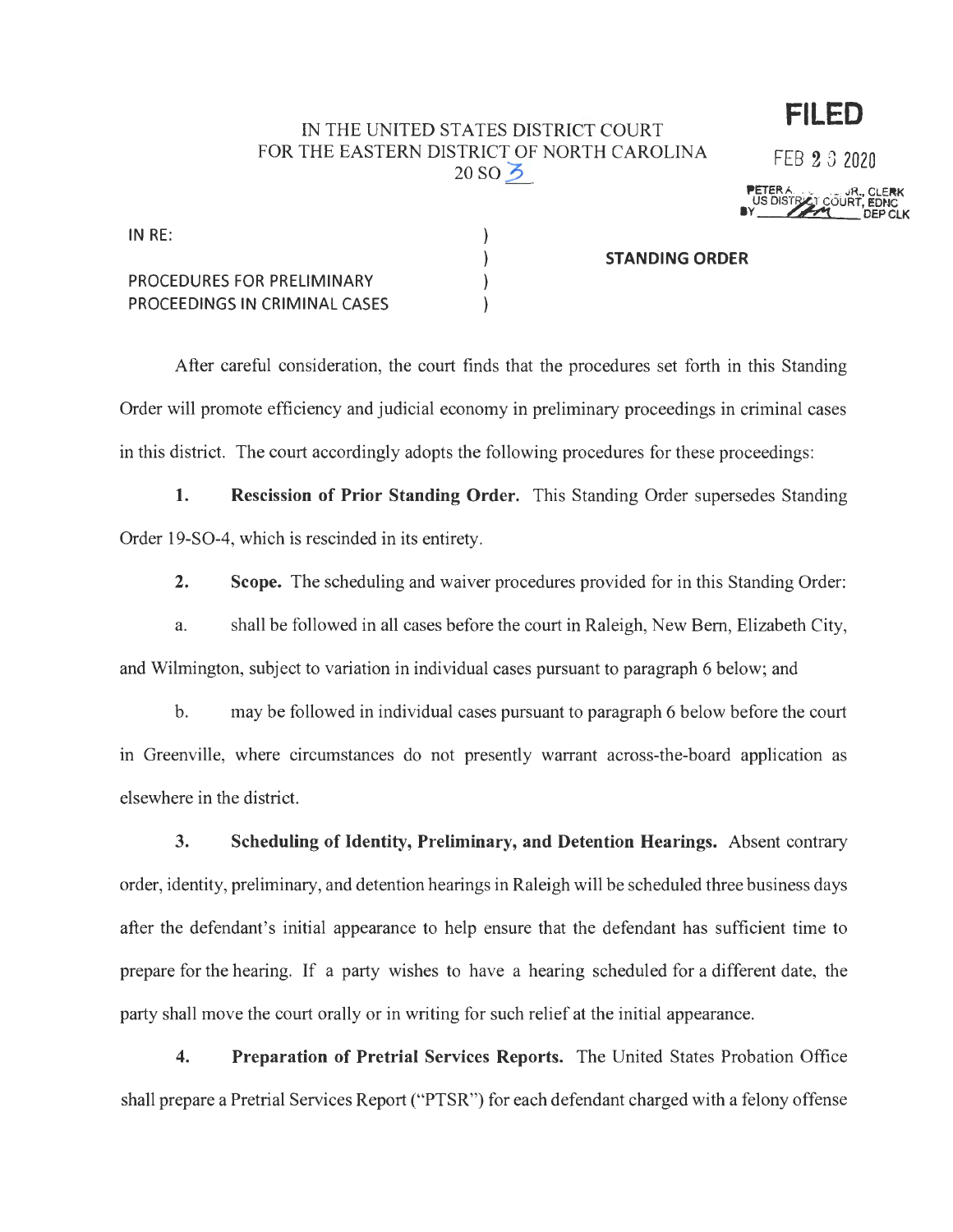IN THE UNITED STATES DISTRICT COURT
FOR THE EASTERN DISTRICT OF NORTH CAROLINA
20 SO 3

**FILED**

FEB 2 3 2020

PETER A. ... JR., CLERK
US DISTRICT COURT, EDNC
BY ______ DEP CLK

IN RE:

PROCEDURES FOR PRELIMINARY PROCEEDINGS IN CRIMINAL CASES

**STANDING ORDER**

After careful consideration, the court finds that the procedures set forth in this Standing Order will promote efficiency and judicial economy in preliminary proceedings in criminal cases in this district. The court accordingly adopts the following procedures for these proceedings:

**1. Rescission of Prior Standing Order.** This Standing Order supersedes Standing Order 19-SO-4, which is rescinded in its entirety.

**2. Scope.** The scheduling and waiver procedures provided for in this Standing Order:

a. shall be followed in all cases before the court in Raleigh, New Bern, Elizabeth City, and Wilmington, subject to variation in individual cases pursuant to paragraph 6 below; and

b. may be followed in individual cases pursuant to paragraph 6 below before the court in Greenville, where circumstances do not presently warrant across-the-board application as elsewhere in the district.

**3. Scheduling of Identity, Preliminary, and Detention Hearings.** Absent contrary order, identity, preliminary, and detention hearings in Raleigh will be scheduled three business days after the defendant's initial appearance to help ensure that the defendant has sufficient time to prepare for the hearing. If a party wishes to have a hearing scheduled for a different date, the party shall move the court orally or in writing for such relief at the initial appearance.

**4. Preparation of Pretrial Services Reports.** The United States Probation Office shall prepare a Pretrial Services Report ("PTSR") for each defendant charged with a felony offense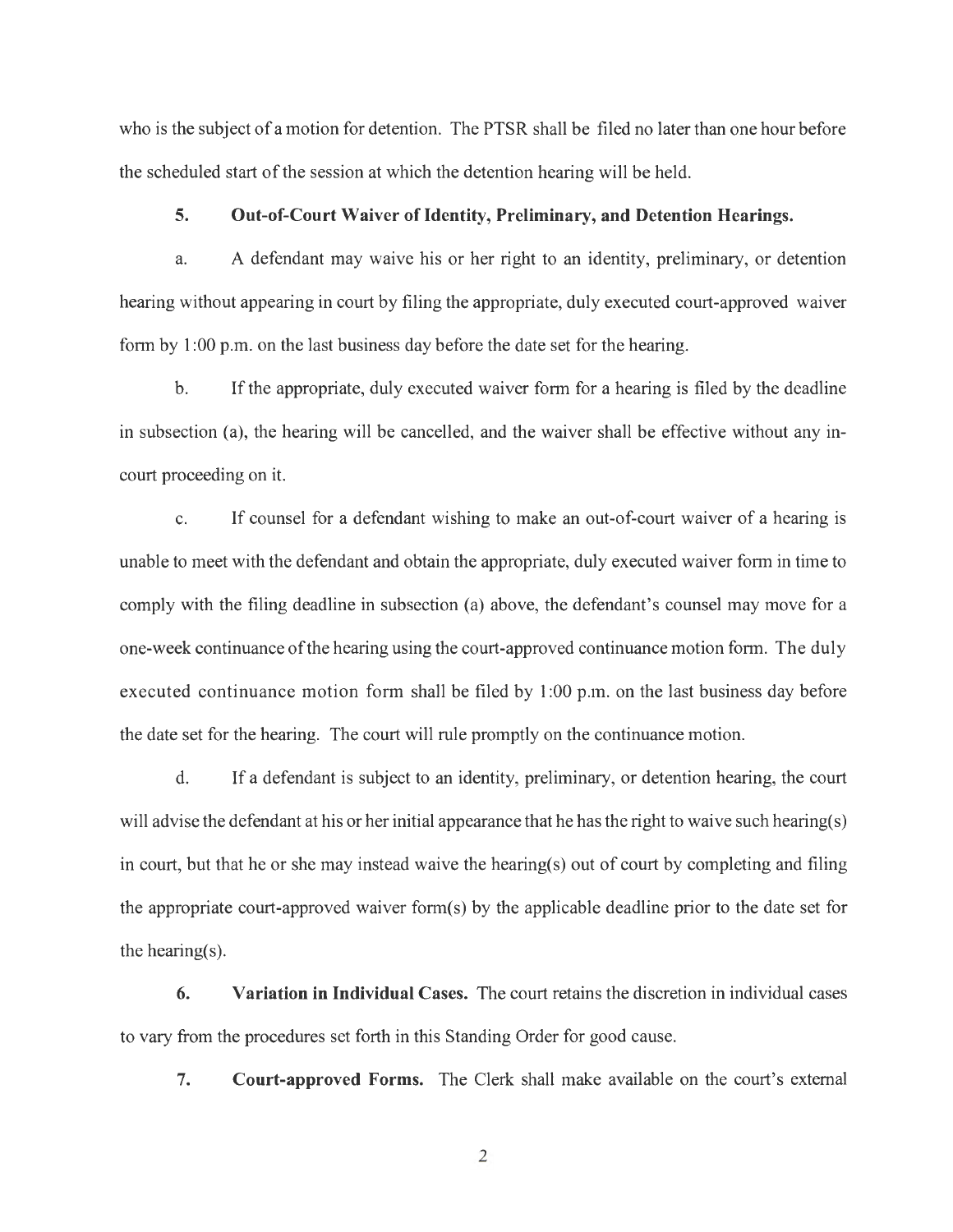who is the subject of a motion for detention. The PTSR shall be filed no later than one hour before the scheduled start of the session at which the detention hearing will be held.

**5. Out-of-Court Waiver of Identity, Preliminary, and Detention Hearings.**

a. A defendant may waive his or her right to an identity, preliminary, or detention hearing without appearing in court by filing the appropriate, duly executed court-approved waiver form by 1:00 p.m. on the last business day before the date set for the hearing.

b. If the appropriate, duly executed waiver form for a hearing is filed by the deadline in subsection (a), the hearing will be cancelled, and the waiver shall be effective without any in-court proceeding on it.

c. If counsel for a defendant wishing to make an out-of-court waiver of a hearing is unable to meet with the defendant and obtain the appropriate, duly executed waiver form in time to comply with the filing deadline in subsection (a) above, the defendant's counsel may move for a one-week continuance of the hearing using the court-approved continuance motion form. The duly executed continuance motion form shall be filed by 1:00 p.m. on the last business day before the date set for the hearing. The court will rule promptly on the continuance motion.

d. If a defendant is subject to an identity, preliminary, or detention hearing, the court will advise the defendant at his or her initial appearance that he has the right to waive such hearing(s) in court, but that he or she may instead waive the hearing(s) out of court by completing and filing the appropriate court-approved waiver form(s) by the applicable deadline prior to the date set for the hearing(s).

**6. Variation in Individual Cases.** The court retains the discretion in individual cases to vary from the procedures set forth in this Standing Order for good cause.

**7. Court-approved Forms.** The Clerk shall make available on the court's external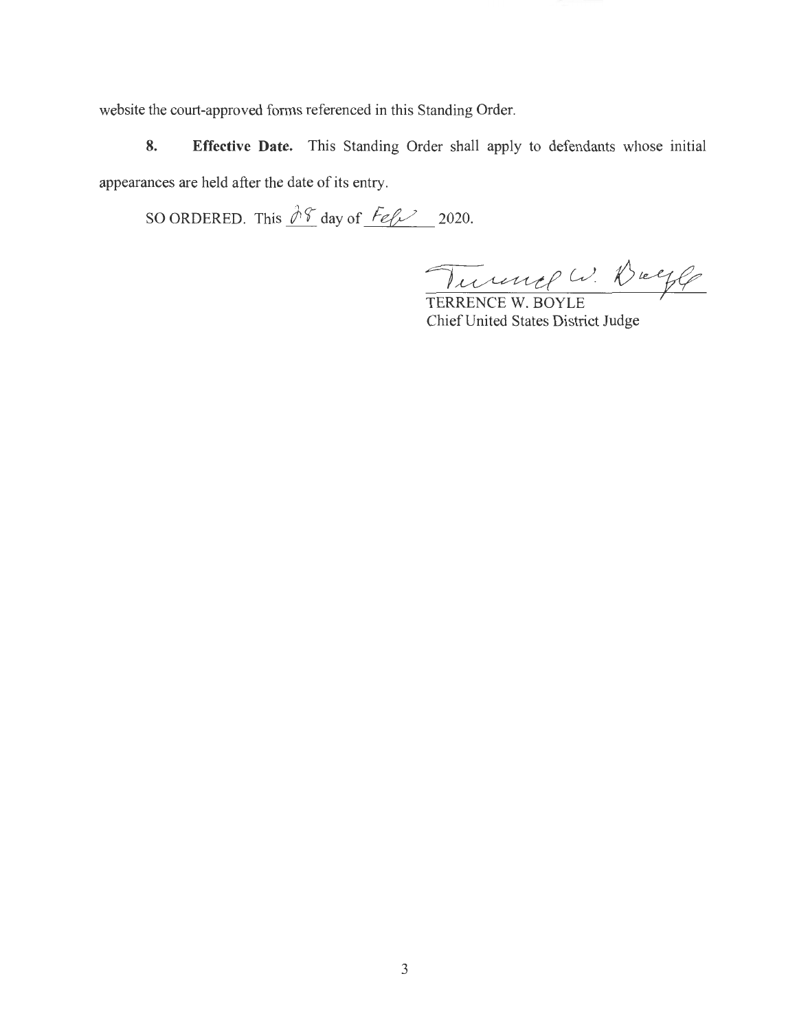website the court-approved forms referenced in this Standing Order.

**8. Effective Date.** This Standing Order shall apply to defendants whose initial appearances are held after the date of its entry.

SO ORDERED. This 28 day of Feb 2020.

TERRENCE W. BOYLE
Chief United States District Judge